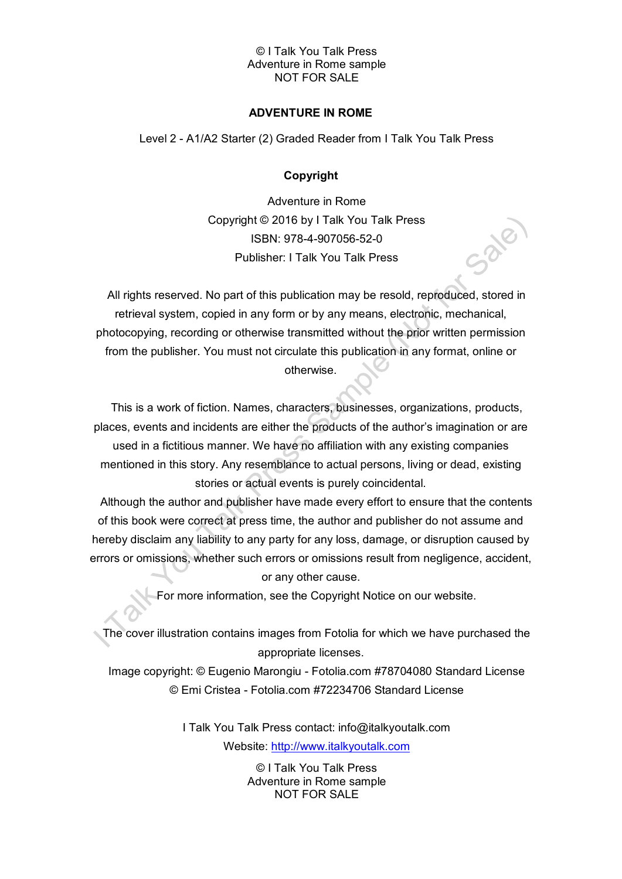# ADVENTURE IN ROME

Level 2 - A1/A2 Starter (2) Graded Reader from I Talk You Talk Press

## Copyright

Adventure in Rome
Copyright © 2016 by I Talk You Talk Press
ISBN: 978-4-907056-52-0
Publisher: I Talk You Talk Press

All rights reserved. No part of this publication may be resold, reproduced, stored in retrieval system, copied in any form or by any means, electronic, mechanical, photocopying, recording or otherwise transmitted without the prior written permission from the publisher. You must not circulate this publication in any format, online or otherwise.

This is a work of fiction. Names, characters, businesses, organizations, products, places, events and incidents are either the products of the author's imagination or are used in a fictitious manner. We have no affiliation with any existing companies mentioned in this story. Any resemblance to actual persons, living or dead, existing stories or actual events is purely coincidental.

Although the author and publisher have made every effort to ensure that the contents of this book were correct at press time, the author and publisher do not assume and hereby disclaim any liability to any party for any loss, damage, or disruption caused by errors or omissions, whether such errors or omissions result from negligence, accident, or any other cause.

For more information, see the Copyright Notice on our website.

The cover illustration contains images from Fotolia for which we have purchased the appropriate licenses.

Image copyright: © Eugenio Marongiu - Fotolia.com #78704080 Standard License
© Emi Cristea - Fotolia.com #72234706 Standard License

I Talk You Talk Press contact: info@italkyoutalk.com
Website: [http://www.italkyoutalk.com](http://www.italkyoutalk.com)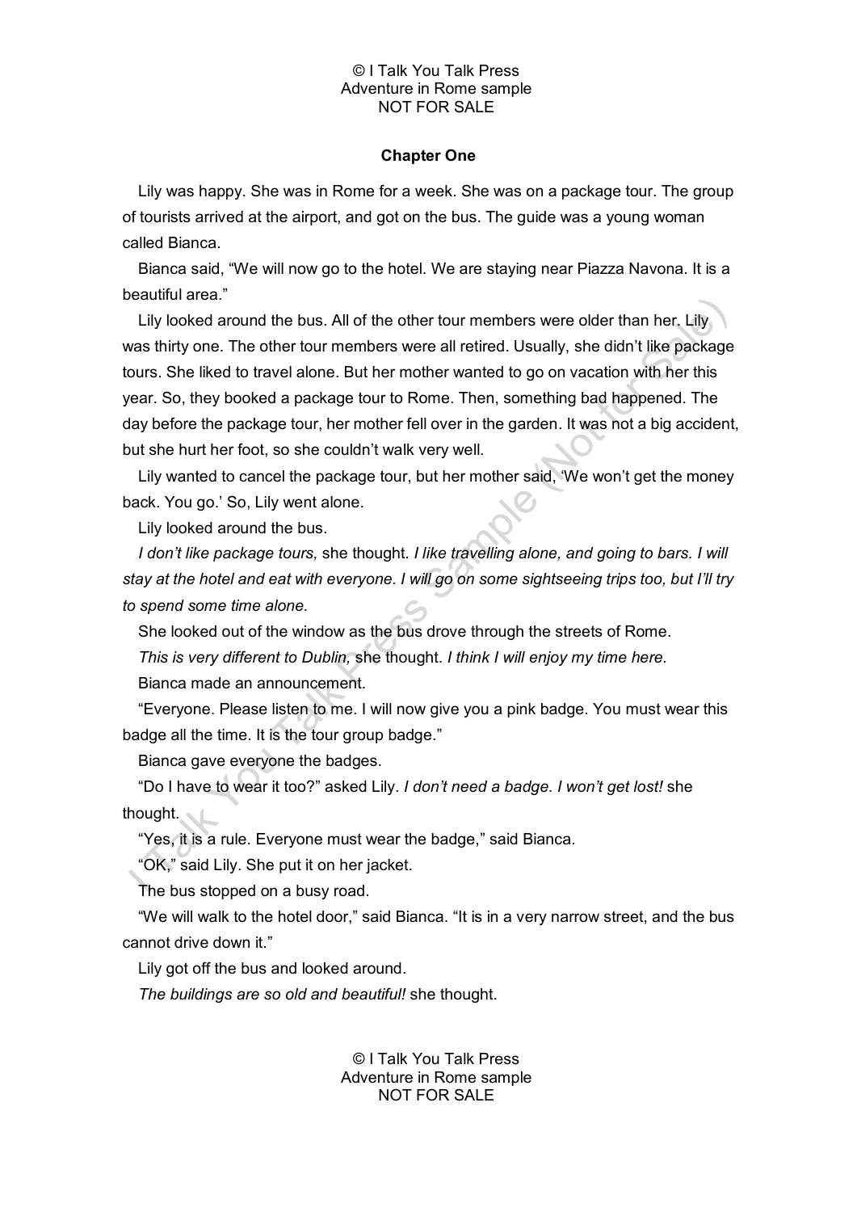**Chapter One**

Lily was happy. She was in Rome for a week. She was on a package tour. The group of tourists arrived at the airport, and got on the bus. The guide was a young woman called Bianca.

Bianca said, "We will now go to the hotel. We are staying near Piazza Navona. It is a beautiful area."

Lily looked around the bus. All of the other tour members were older than her. Lily was thirty one. The other tour members were all retired. Usually, she didn't like package tours. She liked to travel alone. But her mother wanted to go on vacation with her this year. So, they booked a package tour to Rome. Then, something bad happened. The day before the package tour, her mother fell over in the garden. It was not a big accident, but she hurt her foot, so she couldn't walk very well.

Lily wanted to cancel the package tour, but her mother said, 'We won't get the money back. You go.' So, Lily went alone.

Lily looked around the bus.

*I don't like package tours,* she thought. *I like travelling alone, and going to bars. I will stay at the hotel and eat with everyone. I will go on some sightseeing trips too, but I'll try to spend some time alone.*

She looked out of the window as the bus drove through the streets of Rome.

*This is very different to Dublin,* she thought. *I think I will enjoy my time here.*

Bianca made an announcement.

"Everyone. Please listen to me. I will now give you a pink badge. You must wear this badge all the time. It is the tour group badge."

Bianca gave everyone the badges.

"Do I have to wear it too?" asked Lily. *I don't need a badge. I won't get lost!* she thought.

"Yes, it is a rule. Everyone must wear the badge," said Bianca.

"OK," said Lily. She put it on her jacket.

The bus stopped on a busy road.

"We will walk to the hotel door," said Bianca. "It is in a very narrow street, and the bus cannot drive down it."

Lily got off the bus and looked around.

*The buildings are so old and beautiful!* she thought.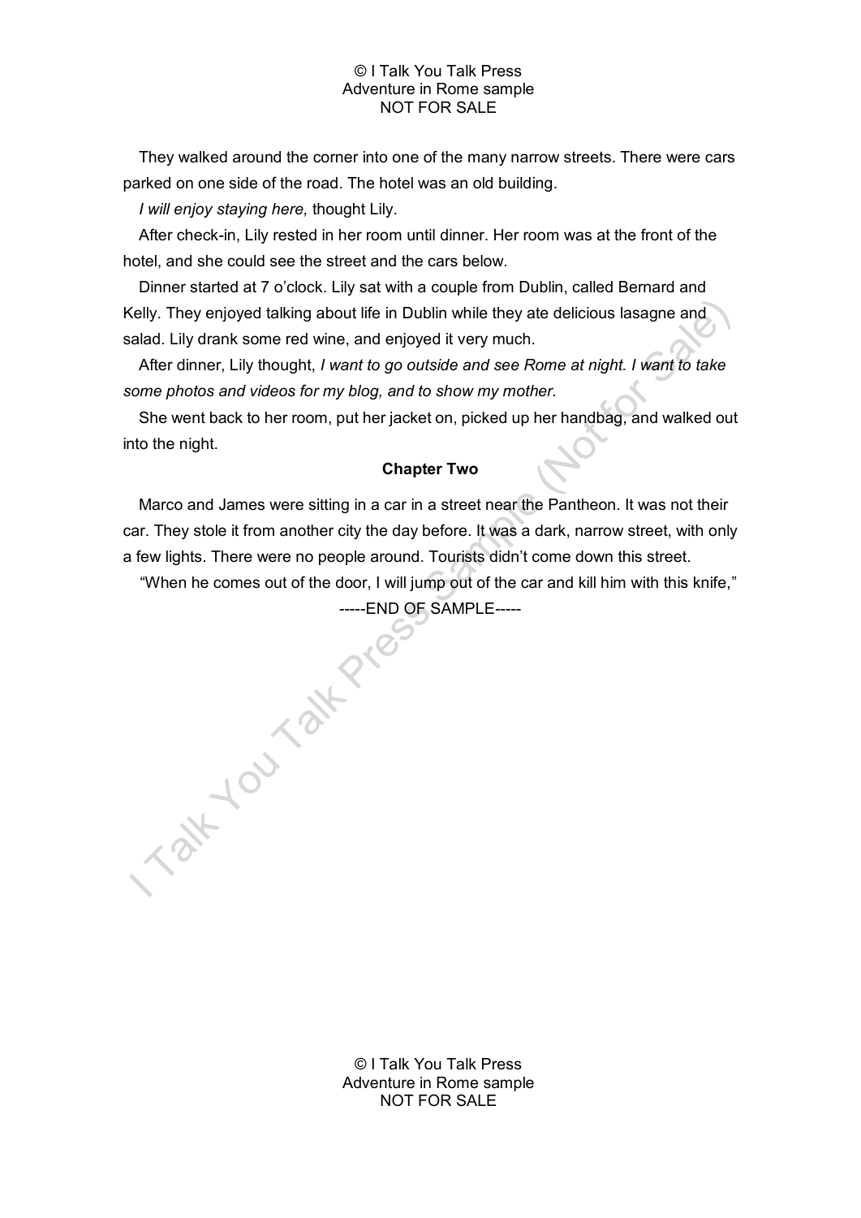They walked around the corner into one of the many narrow streets. There were cars parked on one side of the road. The hotel was an old building.

*I will enjoy staying here,* thought Lily.

After check-in, Lily rested in her room until dinner. Her room was at the front of the hotel, and she could see the street and the cars below.

Dinner started at 7 o'clock. Lily sat with a couple from Dublin, called Bernard and Kelly. They enjoyed talking about life in Dublin while they ate delicious lasagne and salad. Lily drank some red wine, and enjoyed it very much.

After dinner, Lily thought, *I want to go outside and see Rome at night. I want to take some photos and videos for my blog, and to show my mother.*

She went back to her room, put her jacket on, picked up her handbag, and walked out into the night.

## Chapter Two

Marco and James were sitting in a car in a street near the Pantheon. It was not their car. They stole it from another city the day before. It was a dark, narrow street, with only a few lights. There were no people around. Tourists didn't come down this street.

"When he comes out of the door, I will jump out of the car and kill him with this knife,"

-----END OF SAMPLE-----